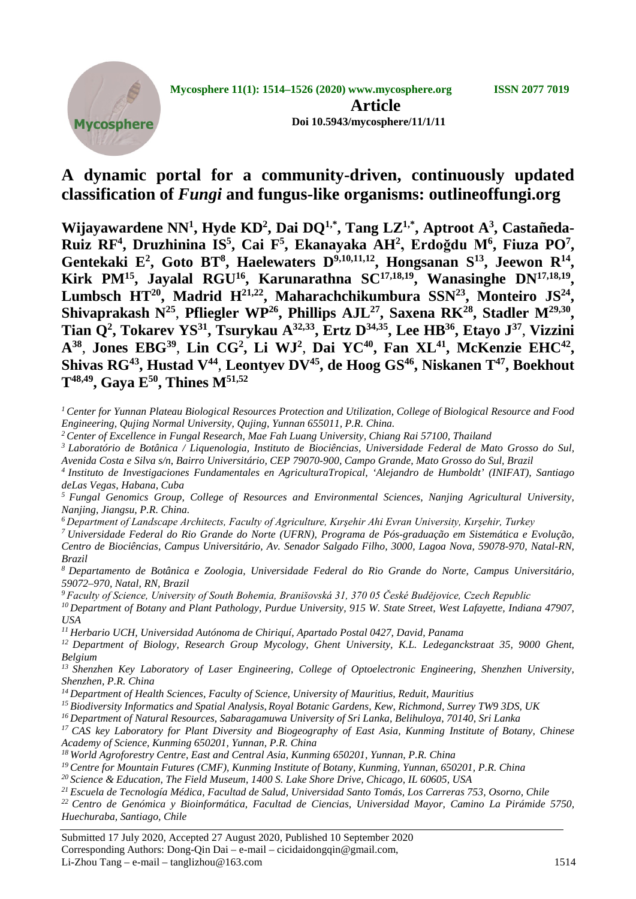**Article**

**Doi 10.5943/mycosphere/11/1/11**

# A dynamic portal for a community-driven, continuously updated classification of *Fungi* and fungus-like organisms: outlineoffungi.org

**Wijayawardene NN[1], Hyde KD[2], Dai DQ[1,*], Tang LZ[1,*], Aptroot A[3], Castañeda-Ruiz RF[4], Druzhinina IS[5], Cai F[5], Ekanayaka AH[2], Erdoğdu M[6], Fiuza PO[7], Gentekaki E[2], Goto BT[8], Haelewaters D[9,10,11,12], Hongsanan S[13], Jeewon R[14], Kirk PM[15], Jayalal RGU[16], Karunarathna SC[17,18,19], Wanasinghe DN[17,18,19], Lumbsch HT[20], Madrid H[21,22], Maharachchikumbura SSN[23], Monteiro JS[24], Shivaprakash N[25], Pfliegler WP[26], Phillips AJL[27], Saxena RK[28], Stadler M[29,30], Tian Q[2], Tokarev YS[31], Tsurykau A[32,33], Ertz D[34,35], Lee HB[36], Etayo J[37], Vizzini A[38], Jones EBG[39], Lin CG[2], Li WJ[2], Dai YC[40], Fan XL[41], McKenzie EHC[42], Shivas RG[43], Hustad V[44], Leontyev DV[45], de Hoog GS[46], Niskanen T[47], Boekhout T[48,49], Gaya E[50], Thines M[51,52]**

*[1] Center for Yunnan Plateau Biological Resources Protection and Utilization, College of Biological Resource and Food Engineering, Qujing Normal University, Qujing, Yunnan 655011, P.R. China.*

*[2] Center of Excellence in Fungal Research, Mae Fah Luang University, Chiang Rai 57100, Thailand*

*[3] Laboratório de Botânica / Liquenologia, Instituto de Biociências, Universidade Federal de Mato Grosso do Sul, Avenida Costa e Silva s/n, Bairro Universitário, CEP 79070-900, Campo Grande, Mato Grosso do Sul, Brazil*

*[4] Instituto de Investigaciones Fundamentales en AgriculturaTropical, 'Alejandro de Humboldt' (INIFAT), Santiago deLas Vegas, Habana, Cuba*

*[5] Fungal Genomics Group, College of Resources and Environmental Sciences, Nanjing Agricultural University, Nanjing, Jiangsu, P.R. China.*

*[6] Department of Landscape Architects, Faculty of Agriculture, Kırşehir Ahi Evran University, Kırşehir, Turkey*

*[7] Universidade Federal do Rio Grande do Norte (UFRN), Programa de Pós-graduação em Sistemática e Evolução, Centro de Biociências, Campus Universitário, Av. Senador Salgado Filho, 3000, Lagoa Nova, 59078-970, Natal-RN, Brazil*

*[8] Departamento de Botânica e Zoologia, Universidade Federal do Rio Grande do Norte, Campus Universitário, 59072–970, Natal, RN, Brazil*

*[9] Faculty of Science, University of South Bohemia, Branišovská 31, 370 05 České Budějovice, Czech Republic*

*[10] Department of Botany and Plant Pathology, Purdue University, 915 W. State Street, West Lafayette, Indiana 47907, USA*

*[11] Herbario UCH, Universidad Autónoma de Chiriquí, Apartado Postal 0427, David, Panama*

*[12] Department of Biology, Research Group Mycology, Ghent University, K.L. Ledeganckstraat 35, 9000 Ghent, Belgium*

*[13] Shenzhen Key Laboratory of Laser Engineering, College of Optoelectronic Engineering, Shenzhen University, Shenzhen, P.R. China*

*[14] Department of Health Sciences, Faculty of Science, University of Mauritius, Reduit, Mauritius*

*[15] Biodiversity Informatics and Spatial Analysis, Royal Botanic Gardens, Kew, Richmond, Surrey TW9 3DS, UK*

*[16] Department of Natural Resources, Sabaragamuwa University of Sri Lanka, Belihuloya, 70140, Sri Lanka*

*[17] CAS key Laboratory for Plant Diversity and Biogeography of East Asia, Kunming Institute of Botany, Chinese Academy of Science, Kunming 650201, Yunnan, P.R. China*

*[18] World Agroforestry Centre, East and Central Asia, Kunming 650201, Yunnan, P.R. China*

*[19] Centre for Mountain Futures (CMF), Kunming Institute of Botany, Kunming, Yunnan, 650201, P.R. China*

*[20] Science & Education, The Field Museum, 1400 S. Lake Shore Drive, Chicago, IL 60605, USA*

*[21] Escuela de Tecnología Médica, Facultad de Salud, Universidad Santo Tomás, Los Carreras 753, Osorno, Chile*

*[22] Centro de Genómica y Bioinformática, Facultad de Ciencias, Universidad Mayor, Camino La Pirámide 5750, Huechuraba, Santiago, Chile*

Submitted 17 July 2020, Accepted 27 August 2020, Published 10 September 2020

Corresponding Authors: Dong-Qin Dai – e-mail – cicidaidongqin@gmail.com, Li-Zhou Tang – e-mail – tanglizhou@163.com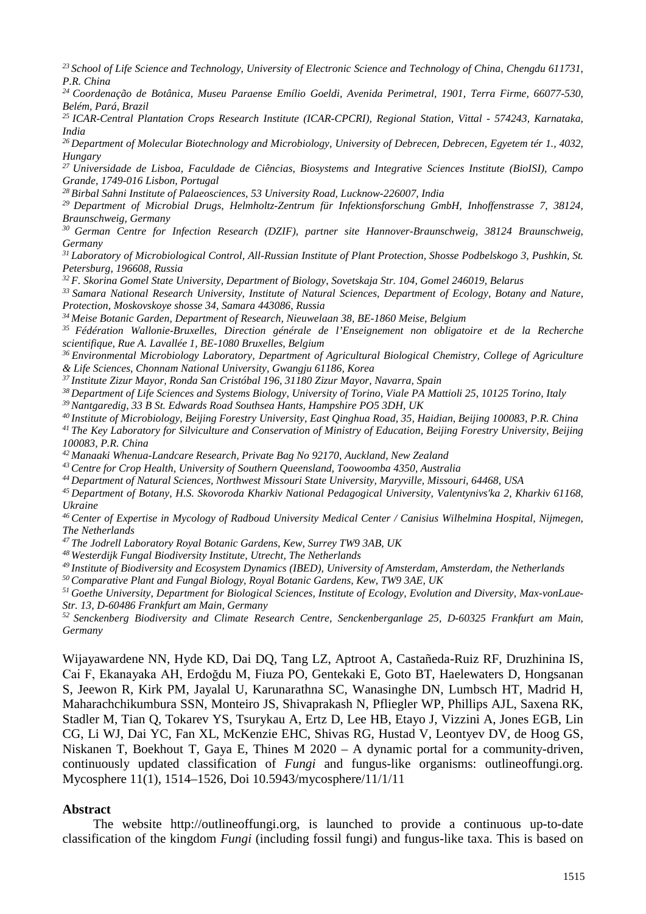[23] *School of Life Science and Technology, University of Electronic Science and Technology of China, Chengdu 611731, P.R. China*

[24] *Coordenação de Botânica, Museu Paraense Emílio Goeldi, Avenida Perimetral, 1901, Terra Firme, 66077-530, Belém, Pará, Brazil*

[25] *ICAR-Central Plantation Crops Research Institute (ICAR-CPCRI), Regional Station, Vittal - 574243, Karnataka, India*

[26] *Department of Molecular Biotechnology and Microbiology, University of Debrecen, Debrecen, Egyetem tér 1., 4032, Hungary*

[27] *Universidade de Lisboa, Faculdade de Ciências, Biosystems and Integrative Sciences Institute (BioISI), Campo Grande, 1749-016 Lisbon, Portugal*

[28] *Birbal Sahni Institute of Palaeosciences, 53 University Road, Lucknow-226007, India*

[29] *Department of Microbial Drugs, Helmholtz-Zentrum für Infektionsforschung GmbH, Inhoffenstrasse 7, 38124, Braunschweig, Germany*

[30] *German Centre for Infection Research (DZIF), partner site Hannover-Braunschweig, 38124 Braunschweig, Germany*

[31] *Laboratory of Microbiological Control, All-Russian Institute of Plant Protection, Shosse Podbelskogo 3, Pushkin, St. Petersburg, 196608, Russia*

[32] *F. Skorina Gomel State University, Department of Biology, Sovetskaja Str. 104, Gomel 246019, Belarus*

[33] *Samara National Research University, Institute of Natural Sciences, Department of Ecology, Botany and Nature, Protection, Moskovskoye shosse 34, Samara 443086, Russia*

[34] *Meise Botanic Garden, Department of Research, Nieuwelaan 38, BE-1860 Meise, Belgium*

[35] *Fédération Wallonie-Bruxelles, Direction générale de l'Enseignement non obligatoire et de la Recherche scientifique, Rue A. Lavallée 1, BE-1080 Bruxelles, Belgium*

[36] *Environmental Microbiology Laboratory, Department of Agricultural Biological Chemistry, College of Agriculture & Life Sciences, Chonnam National University, Gwangju 61186, Korea*

[37] *Institute Zizur Mayor, Ronda San Cristóbal 196, 31180 Zizur Mayor, Navarra, Spain*

[38] *Department of Life Sciences and Systems Biology, University of Torino, Viale PA Mattioli 25, 10125 Torino, Italy*

[39] *Nantgaredig, 33 B St. Edwards Road Southsea Hants, Hampshire PO5 3DH, UK*

[40] *Institute of Microbiology, Beijing Forestry University, East Qinghua Road, 35, Haidian, Beijing 100083, P.R. China*

[41] *The Key Laboratory for Silviculture and Conservation of Ministry of Education, Beijing Forestry University, Beijing 100083, P.R. China*

[42] *Manaaki Whenua-Landcare Research, Private Bag No 92170, Auckland, New Zealand*

[43] *Centre for Crop Health, University of Southern Queensland, Toowoomba 4350, Australia*

[44] *Department of Natural Sciences, Northwest Missouri State University, Maryville, Missouri, 64468, USA*

[45] *Department of Botany, H.S. Skovoroda Kharkiv National Pedagogical University, Valentynivs'ka 2, Kharkiv 61168, Ukraine*

[46] *Center of Expertise in Mycology of Radboud University Medical Center / Canisius Wilhelmina Hospital, Nijmegen, The Netherlands*

[47] *The Jodrell Laboratory Royal Botanic Gardens, Kew, Surrey TW9 3AB, UK*

[48] *Westerdijk Fungal Biodiversity Institute, Utrecht, The Netherlands*

[49] *Institute of Biodiversity and Ecosystem Dynamics (IBED), University of Amsterdam, Amsterdam, the Netherlands*

[50] *Comparative Plant and Fungal Biology, Royal Botanic Gardens, Kew, TW9 3AE, UK*

[51] *Goethe University, Department for Biological Sciences, Institute of Ecology, Evolution and Diversity, Max-vonLaue-Str. 13, D-60486 Frankfurt am Main, Germany*

[52] *Senckenberg Biodiversity and Climate Research Centre, Senckenberganlage 25, D-60325 Frankfurt am Main, Germany*

Wijayawardene NN, Hyde KD, Dai DQ, Tang LZ, Aptroot A, Castañeda-Ruiz RF, Druzhinina IS, Cai F, Ekanayaka AH, Erdoğdu M, Fiuza PO, Gentekaki E, Goto BT, Haelewaters D, Hongsanan S, Jeewon R, Kirk PM, Jayalal U, Karunarathna SC, Wanasinghe DN, Lumbsch HT, Madrid H, Maharachchikumbura SSN, Monteiro JS, Shivaprakash N, Pfliegler WP, Phillips AJL, Saxena RK, Stadler M, Tian Q, Tokarev YS, Tsurykau A, Ertz D, Lee HB, Etayo J, Vizzini A, Jones EGB, Lin CG, Li WJ, Dai YC, Fan XL, McKenzie EHC, Shivas RG, Hustad V, Leontyev DV, de Hoog GS, Niskanen T, Boekhout T, Gaya E, Thines M 2020 – A dynamic portal for a community-driven, continuously updated classification of *Fungi* and fungus-like organisms: outlineoffungi.org. Mycosphere 11(1), 1514–1526, Doi 10.5943/mycosphere/11/1/11

## Abstract

The website http://outlineoffungi.org, is launched to provide a continuous up-to-date classification of the kingdom *Fungi* (including fossil fungi) and fungus-like taxa. This is based on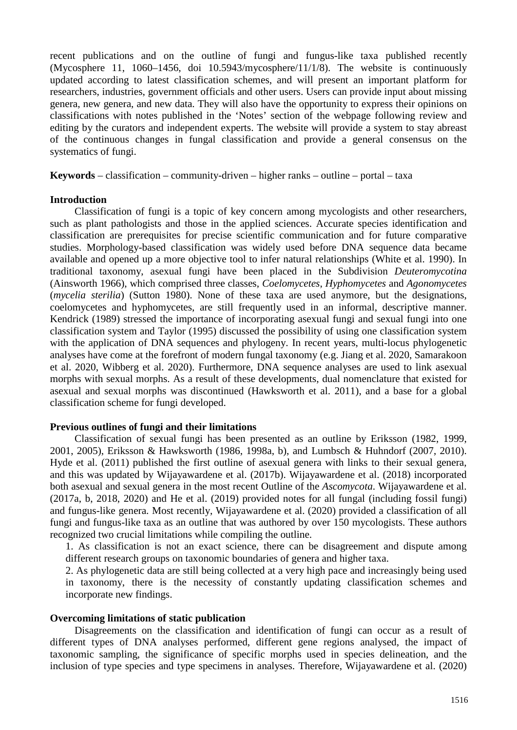recent publications and on the outline of fungi and fungus-like taxa published recently (Mycosphere 11, 1060–1456, doi 10.5943/mycosphere/11/1/8). The website is continuously updated according to latest classification schemes, and will present an important platform for researchers, industries, government officials and other users. Users can provide input about missing genera, new genera, and new data. They will also have the opportunity to express their opinions on classifications with notes published in the 'Notes' section of the webpage following review and editing by the curators and independent experts. The website will provide a system to stay abreast of the continuous changes in fungal classification and provide a general consensus on the systematics of fungi.

**Keywords** – classification – community-driven – higher ranks – outline – portal – taxa

## Introduction

Classification of fungi is a topic of key concern among mycologists and other researchers, such as plant pathologists and those in the applied sciences. Accurate species identification and classification are prerequisites for precise scientific communication and for future comparative studies. Morphology-based classification was widely used before DNA sequence data became available and opened up a more objective tool to infer natural relationships (White et al. 1990). In traditional taxonomy, asexual fungi have been placed in the Subdivision *Deuteromycotina* (Ainsworth 1966), which comprised three classes, *Coelomycetes*, *Hyphomycetes* and *Agonomycetes* (*mycelia sterilia*) (Sutton 1980). None of these taxa are used anymore, but the designations, coelomycetes and hyphomycetes, are still frequently used in an informal, descriptive manner. Kendrick (1989) stressed the importance of incorporating asexual fungi and sexual fungi into one classification system and Taylor (1995) discussed the possibility of using one classification system with the application of DNA sequences and phylogeny. In recent years, multi-locus phylogenetic analyses have come at the forefront of modern fungal taxonomy (e.g. Jiang et al. 2020, Samarakoon et al. 2020, Wibberg et al. 2020). Furthermore, DNA sequence analyses are used to link asexual morphs with sexual morphs. As a result of these developments, dual nomenclature that existed for asexual and sexual morphs was discontinued (Hawksworth et al. 2011), and a base for a global classification scheme for fungi developed.

## Previous outlines of fungi and their limitations

Classification of sexual fungi has been presented as an outline by Eriksson (1982, 1999, 2001, 2005), Eriksson & Hawksworth (1986, 1998a, b), and Lumbsch & Huhndorf (2007, 2010). Hyde et al. (2011) published the first outline of asexual genera with links to their sexual genera, and this was updated by Wijayawardene et al. (2017b). Wijayawardene et al. (2018) incorporated both asexual and sexual genera in the most recent Outline of the *Ascomycota*. Wijayawardene et al. (2017a, b, 2018, 2020) and He et al. (2019) provided notes for all fungal (including fossil fungi) and fungus-like genera. Most recently, Wijayawardene et al. (2020) provided a classification of all fungi and fungus-like taxa as an outline that was authored by over 150 mycologists. These authors recognized two crucial limitations while compiling the outline.

1. As classification is not an exact science, there can be disagreement and dispute among different research groups on taxonomic boundaries of genera and higher taxa.
2. As phylogenetic data are still being collected at a very high pace and increasingly being used in taxonomy, there is the necessity of constantly updating classification schemes and incorporate new findings.

## Overcoming limitations of static publication

Disagreements on the classification and identification of fungi can occur as a result of different types of DNA analyses performed, different gene regions analysed, the impact of taxonomic sampling, the significance of specific morphs used in species delineation, and the inclusion of type species and type specimens in analyses. Therefore, Wijayawardene et al. (2020)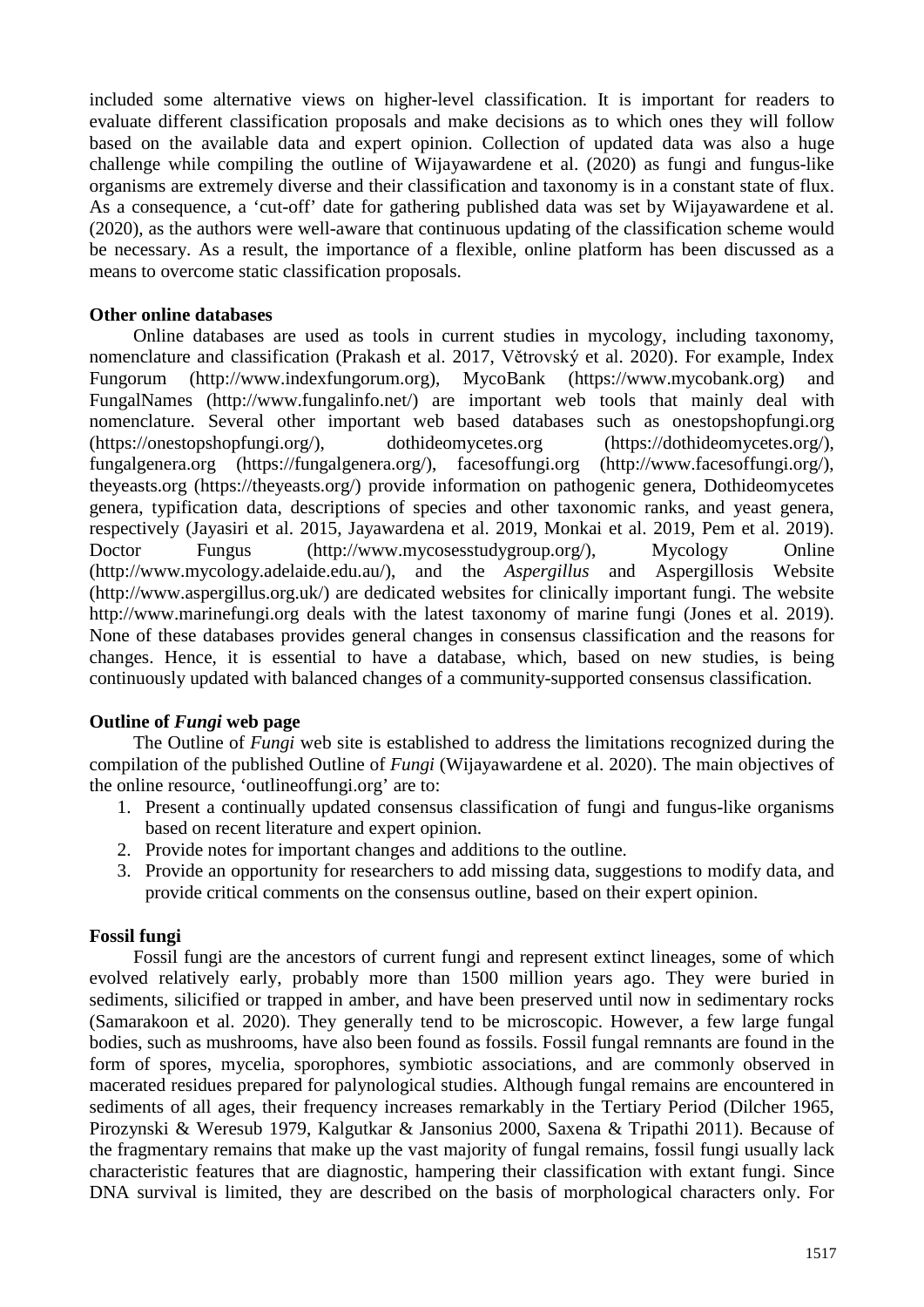included some alternative views on higher-level classification. It is important for readers to evaluate different classification proposals and make decisions as to which ones they will follow based on the available data and expert opinion. Collection of updated data was also a huge challenge while compiling the outline of Wijayawardene et al. (2020) as fungi and fungus-like organisms are extremely diverse and their classification and taxonomy is in a constant state of flux. As a consequence, a 'cut-off' date for gathering published data was set by Wijayawardene et al. (2020), as the authors were well-aware that continuous updating of the classification scheme would be necessary. As a result, the importance of a flexible, online platform has been discussed as a means to overcome static classification proposals.

### Other online databases

Online databases are used as tools in current studies in mycology, including taxonomy, nomenclature and classification (Prakash et al. 2017, Větrovský et al. 2020). For example, Index Fungorum (http://www.indexfungorum.org), MycoBank (https://www.mycobank.org) and FungalNames (http://www.fungalinfo.net/) are important web tools that mainly deal with nomenclature. Several other important web based databases such as onestopshopfungi.org (https://onestopshopfungi.org/), dothideomycetes.org (https://dothideomycetes.org/), fungalgenera.org (https://fungalgenera.org/), facesoffungi.org (http://www.facesoffungi.org/), theyeasts.org (https://theyeasts.org/) provide information on pathogenic genera, Dothideomycetes genera, typification data, descriptions of species and other taxonomic ranks, and yeast genera, respectively (Jayasiri et al. 2015, Jayawardena et al. 2019, Monkai et al. 2019, Pem et al. 2019). Doctor Fungus (http://www.mycosesstudygroup.org/), Mycology Online (http://www.mycology.adelaide.edu.au/), and the *Aspergillus* and Aspergillosis Website (http://www.aspergillus.org.uk/) are dedicated websites for clinically important fungi. The website http://www.marinefungi.org deals with the latest taxonomy of marine fungi (Jones et al. 2019). None of these databases provides general changes in consensus classification and the reasons for changes. Hence, it is essential to have a database, which, based on new studies, is being continuously updated with balanced changes of a community-supported consensus classification.

### Outline of *Fungi* web page

The Outline of *Fungi* web site is established to address the limitations recognized during the compilation of the published Outline of *Fungi* (Wijayawardene et al. 2020). The main objectives of the online resource, 'outlineoffungi.org' are to:

1. Present a continually updated consensus classification of fungi and fungus-like organisms based on recent literature and expert opinion.
2. Provide notes for important changes and additions to the outline.
3. Provide an opportunity for researchers to add missing data, suggestions to modify data, and provide critical comments on the consensus outline, based on their expert opinion.

### Fossil fungi

Fossil fungi are the ancestors of current fungi and represent extinct lineages, some of which evolved relatively early, probably more than 1500 million years ago. They were buried in sediments, silicified or trapped in amber, and have been preserved until now in sedimentary rocks (Samarakoon et al. 2020). They generally tend to be microscopic. However, a few large fungal bodies, such as mushrooms, have also been found as fossils. Fossil fungal remnants are found in the form of spores, mycelia, sporophores, symbiotic associations, and are commonly observed in macerated residues prepared for palynological studies. Although fungal remains are encountered in sediments of all ages, their frequency increases remarkably in the Tertiary Period (Dilcher 1965, Pirozynski & Weresub 1979, Kalgutkar & Jansonius 2000, Saxena & Tripathi 2011). Because of the fragmentary remains that make up the vast majority of fungal remains, fossil fungi usually lack characteristic features that are diagnostic, hampering their classification with extant fungi. Since DNA survival is limited, they are described on the basis of morphological characters only. For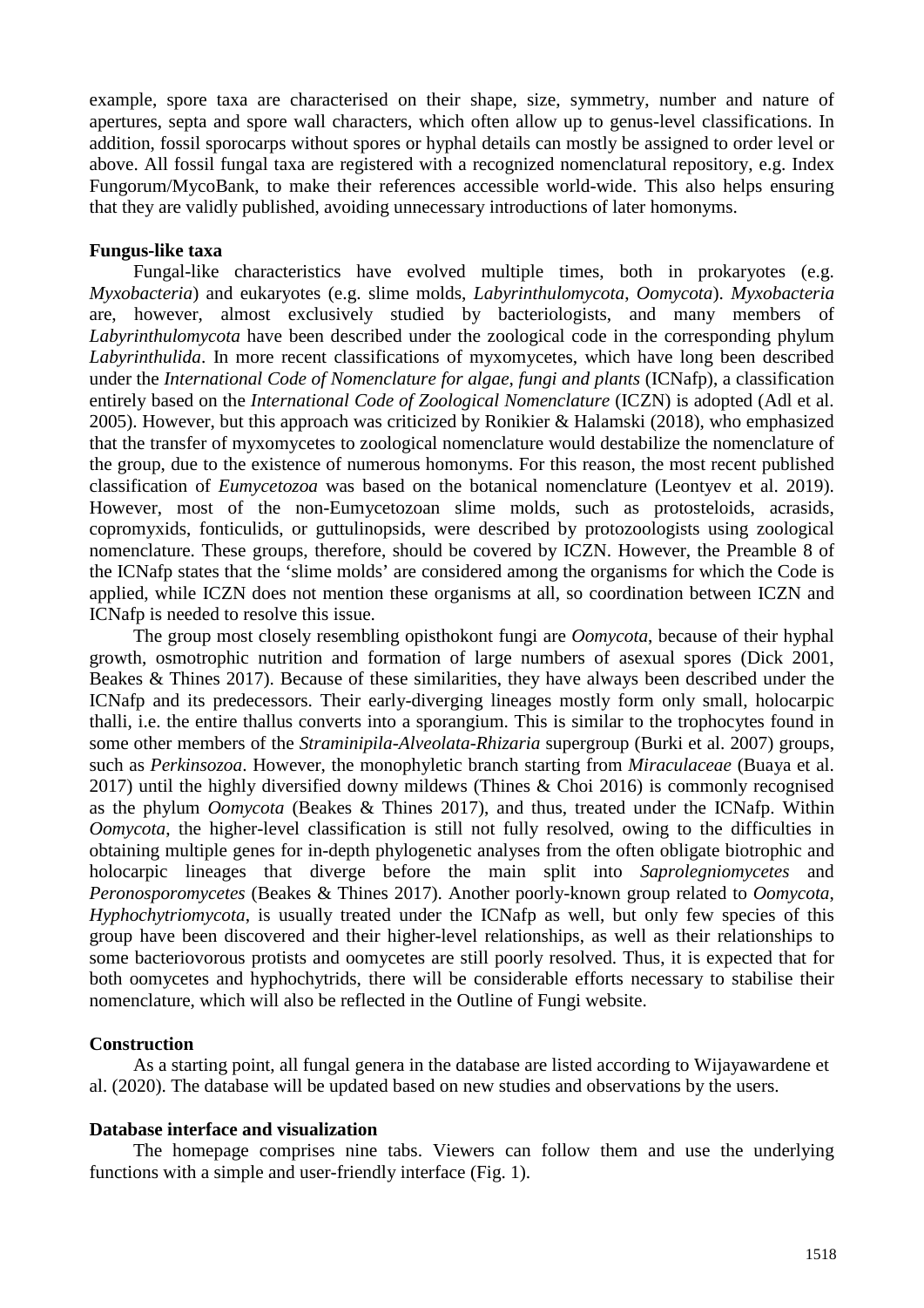example, spore taxa are characterised on their shape, size, symmetry, number and nature of apertures, septa and spore wall characters, which often allow up to genus-level classifications. In addition, fossil sporocarps without spores or hyphal details can mostly be assigned to order level or above. All fossil fungal taxa are registered with a recognized nomenclatural repository, e.g. Index Fungorum/MycoBank, to make their references accessible world-wide. This also helps ensuring that they are validly published, avoiding unnecessary introductions of later homonyms.

### Fungus-like taxa

Fungal-like characteristics have evolved multiple times, both in prokaryotes (e.g. *Myxobacteria*) and eukaryotes (e.g. slime molds, *Labyrinthulomycota*, *Oomycota*). *Myxobacteria* are, however, almost exclusively studied by bacteriologists, and many members of *Labyrinthulomycota* have been described under the zoological code in the corresponding phylum *Labyrinthulida*. In more recent classifications of myxomycetes, which have long been described under the *International Code of Nomenclature for algae, fungi and plants* (ICNafp), a classification entirely based on the *International Code of Zoological Nomenclature* (ICZN) is adopted (Adl et al. 2005). However, but this approach was criticized by Ronikier & Halamski (2018), who emphasized that the transfer of myxomycetes to zoological nomenclature would destabilize the nomenclature of the group, due to the existence of numerous homonyms. For this reason, the most recent published classification of *Eumycetozoa* was based on the botanical nomenclature (Leontyev et al. 2019). However, most of the non-Eumycetozoan slime molds, such as protosteloids, acrasids, copromyxids, fonticulids, or guttulinopsids, were described by protozoologists using zoological nomenclature. These groups, therefore, should be covered by ICZN. However, the Preamble 8 of the ICNafp states that the 'slime molds' are considered among the organisms for which the Code is applied, while ICZN does not mention these organisms at all, so coordination between ICZN and ICNafp is needed to resolve this issue.

The group most closely resembling opisthokont fungi are *Oomycota*, because of their hyphal growth, osmotrophic nutrition and formation of large numbers of asexual spores (Dick 2001, Beakes & Thines 2017). Because of these similarities, they have always been described under the ICNafp and its predecessors. Their early-diverging lineages mostly form only small, holocarpic thalli, i.e. the entire thallus converts into a sporangium. This is similar to the trophocytes found in some other members of the *Straminipila-Alveolata-Rhizaria* supergroup (Burki et al. 2007) groups, such as *Perkinsozoa*. However, the monophyletic branch starting from *Miraculaceae* (Buaya et al. 2017) until the highly diversified downy mildews (Thines & Choi 2016) is commonly recognised as the phylum *Oomycota* (Beakes & Thines 2017), and thus, treated under the ICNafp. Within *Oomycota*, the higher-level classification is still not fully resolved, owing to the difficulties in obtaining multiple genes for in-depth phylogenetic analyses from the often obligate biotrophic and holocarpic lineages that diverge before the main split into *Saprolegniomycetes* and *Peronosporomycetes* (Beakes & Thines 2017). Another poorly-known group related to *Oomycota*, *Hyphochytriomycota*, is usually treated under the ICNafp as well, but only few species of this group have been discovered and their higher-level relationships, as well as their relationships to some bacteriovorous protists and oomycetes are still poorly resolved. Thus, it is expected that for both oomycetes and hyphochytrids, there will be considerable efforts necessary to stabilise their nomenclature, which will also be reflected in the Outline of Fungi website.

### Construction

As a starting point, all fungal genera in the database are listed according to Wijayawardene et al. (2020). The database will be updated based on new studies and observations by the users.

### Database interface and visualization

The homepage comprises nine tabs. Viewers can follow them and use the underlying functions with a simple and user-friendly interface (Fig. 1).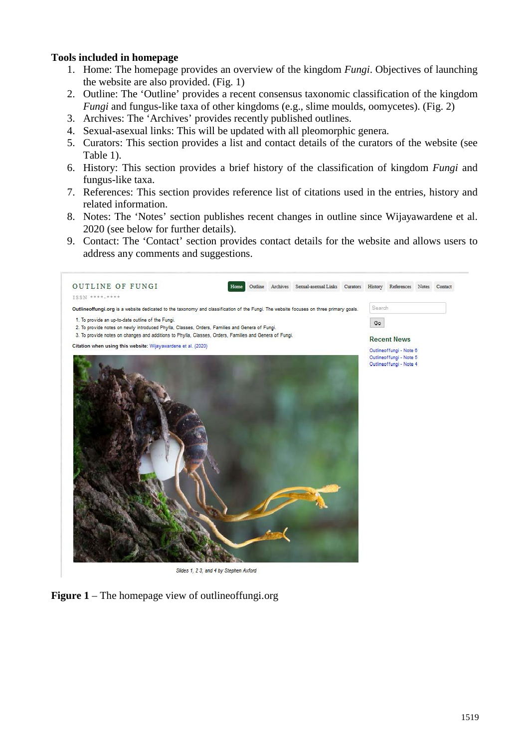**Tools included in homepage**

1. Home: The homepage provides an overview of the kingdom *Fungi*. Objectives of launching the website are also provided. (Fig. 1)
2. Outline: The 'Outline' provides a recent consensus taxonomic classification of the kingdom *Fungi* and fungus-like taxa of other kingdoms (e.g., slime moulds, oomycetes). (Fig. 2)
3. Archives: The 'Archives' provides recently published outlines.
4. Sexual-asexual links: This will be updated with all pleomorphic genera.
5. Curators: This section provides a list and contact details of the curators of the website (see Table 1).
6. History: This section provides a brief history of the classification of kingdom *Fungi* and fungus-like taxa.
7. References: This section provides reference list of citations used in the entries, history and related information.
8. Notes: The 'Notes' section publishes recent changes in outline since Wijayawardene et al. 2020 (see below for further details).
9. Contact: The 'Contact' section provides contact details for the website and allows users to address any comments and suggestions.

**Figure 1** – The homepage view of outlineoffungi.org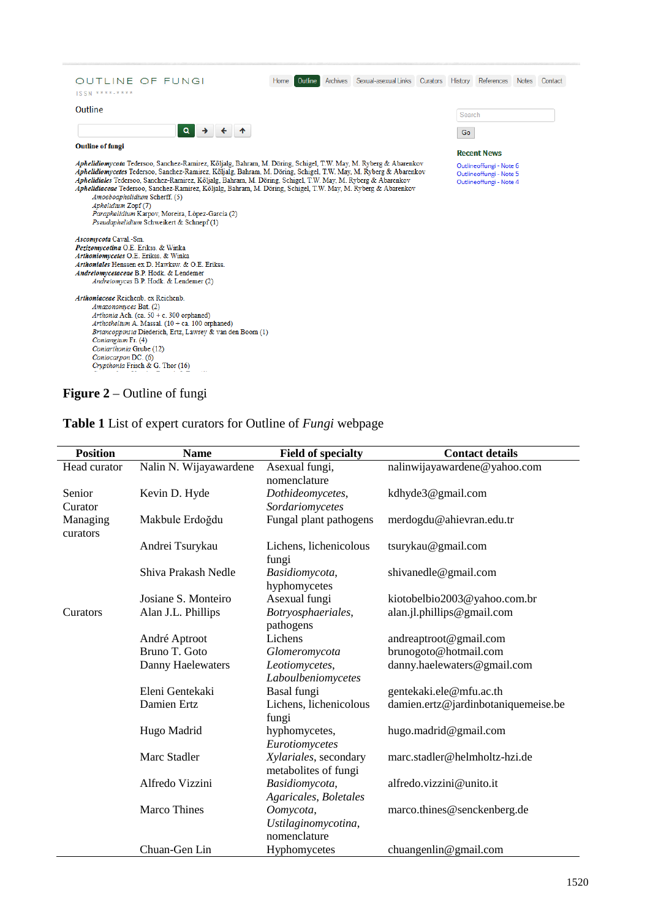**Figure 2** – Outline of fungi

**Table 1** List of expert curators for Outline of *Fungi* webpage

| Position | Name | Field of specialty | Contact details |
|---|---|---|---|
| Head curator | Nalin N. Wijayawardene | Asexual fungi, nomenclature | nalinwijayawardene@yahoo.com |
| Senior Curator | Kevin D. Hyde | *Dothideomycetes*, *Sordariomycetes* | kdhyde3@gmail.com |
| Managing curators | Makbule Erdoğdu | Fungal plant pathogens | merdogdu@ahievran.edu.tr |
| | Andrei Tsurykau | Lichens, lichenicolous fungi | tsurykau@gmail.com |
| | Shiva Prakash Nedle | *Basidiomycota*, hyphomycetes | shivanedle@gmail.com |
| | Josiane S. Monteiro | Asexual fungi | kiotobelbio2003@yahoo.com.br |
| Curators | Alan J.L. Phillips | *Botryosphaeriales*, pathogens | alan.jl.phillips@gmail.com |
| | André Aptroot | Lichens | andreaptroot@gmail.com |
| | Bruno T. Goto | *Glomeromycota* | brunogoto@hotmail.com |
| | Danny Haelewaters | *Leotiomycetes*, *Laboulbeniomycetes* | danny.haelewaters@gmail.com |
| | Eleni Gentekaki | Basal fungi | gentekaki.ele@mfu.ac.th |
| | Damien Ertz | Lichens, lichenicolous fungi | damien.ertz@jardinbotaniquemeise.be |
| | Hugo Madrid | hyphomycetes, *Eurotiomycetes* | hugo.madrid@gmail.com |
| | Marc Stadler | *Xylariales*, secondary metabolites of fungi | marc.stadler@helmholtz-hzi.de |
| | Alfredo Vizzini | *Basidiomycota*, *Agaricales*, *Boletales* | alfredo.vizzini@unito.it |
| | Marco Thines | *Oomycota*, *Ustilaginomycotina*, nomenclature | marco.thines@senckenberg.de |
| | Chuan-Gen Lin | Hyphomycetes | chuangenlin@gmail.com |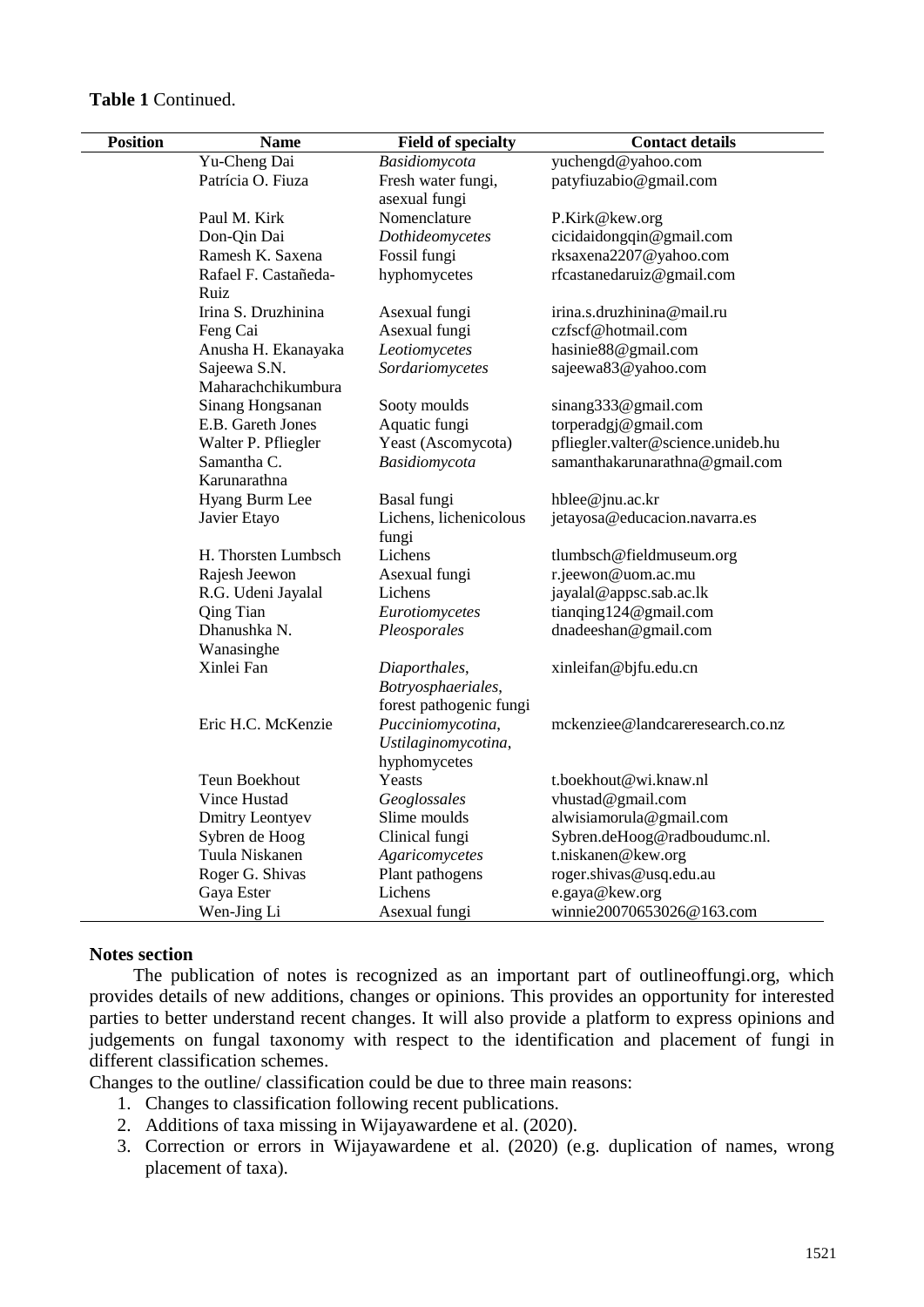**Table 1** Continued.

| Position | Name | Field of specialty | Contact details |
|---|---|---|---|
| | Yu-Cheng Dai | *Basidiomycota* | yuchengd@yahoo.com |
| | Patrícia O. Fiuza | Fresh water fungi, asexual fungi | patyfiuzabio@gmail.com |
| | Paul M. Kirk | Nomenclature | P.Kirk@kew.org |
| | Don-Qin Dai | *Dothideomycetes* | cicidaidongqin@gmail.com |
| | Ramesh K. Saxena | Fossil fungi | rksaxena2207@yahoo.com |
| | Rafael F. Castañeda-Ruiz | hyphomycetes | rfcastanedaruiz@gmail.com |
| | Irina S. Druzhinina | Asexual fungi | irina.s.druzhinina@mail.ru |
| | Feng Cai | Asexual fungi | czfscf@hotmail.com |
| | Anusha H. Ekanayaka | *Leotiomycetes* | hasinie88@gmail.com |
| | Sajeewa S.N. Maharachchikumbura | *Sordariomycetes* | sajeewa83@yahoo.com |
| | Sinang Hongsanan | Sooty moulds | sinang333@gmail.com |
| | E.B. Gareth Jones | Aquatic fungi | torperadgj@gmail.com |
| | Walter P. Pfliegler | Yeast (Ascomycota) | pfliegler.valter@science.unideb.hu |
| | Samantha C. Karunarathna | *Basidiomycota* | samanthakarunarathna@gmail.com |
| | Hyang Burm Lee | Basal fungi | hblee@jnu.ac.kr |
| | Javier Etayo | Lichens, lichenicolous fungi | jetayosa@educacion.navarra.es |
| | H. Thorsten Lumbsch | Lichens | tlumbsch@fieldmuseum.org |
| | Rajesh Jeewon | Asexual fungi | r.jeewon@uom.ac.mu |
| | R.G. Udeni Jayalal | Lichens | jayalal@appsc.sab.ac.lk |
| | Qing Tian | *Eurotiomycetes* | tianqing124@gmail.com |
| | Dhanushka N. Wanasinghe | *Pleosporales* | dnadeeshan@gmail.com |
| | Xinlei Fan | *Diaporthales*, *Botryosphaeriales*, forest pathogenic fungi | xinleifan@bjfu.edu.cn |
| | Eric H.C. McKenzie | *Pucciniomycotina*, *Ustilaginomycotina*, hyphomycetes | mckenziee@landcareresearch.co.nz |
| | Teun Boekhout | Yeasts | t.boekhout@wi.knaw.nl |
| | Vince Hustad | *Geoglossales* | vhustad@gmail.com |
| | Dmitry Leontyev | Slime moulds | alwisiamorula@gmail.com |
| | Sybren de Hoog | Clinical fungi | Sybren.deHoog@radboudumc.nl. |
| | Tuula Niskanen | *Agaricomycetes* | t.niskanen@kew.org |
| | Roger G. Shivas | Plant pathogens | roger.shivas@usq.edu.au |
| | Gaya Ester | Lichens | e.gaya@kew.org |
| | Wen-Jing Li | Asexual fungi | winnie20070653026@163.com |

**Notes section**

The publication of notes is recognized as an important part of outlineoffungi.org, which provides details of new additions, changes or opinions. This provides an opportunity for interested parties to better understand recent changes. It will also provide a platform to express opinions and judgements on fungal taxonomy with respect to the identification and placement of fungi in different classification schemes.

Changes to the outline/ classification could be due to three main reasons:

1. Changes to classification following recent publications.
2. Additions of taxa missing in Wijayawardene et al. (2020).
3. Correction or errors in Wijayawardene et al. (2020) (e.g. duplication of names, wrong placement of taxa).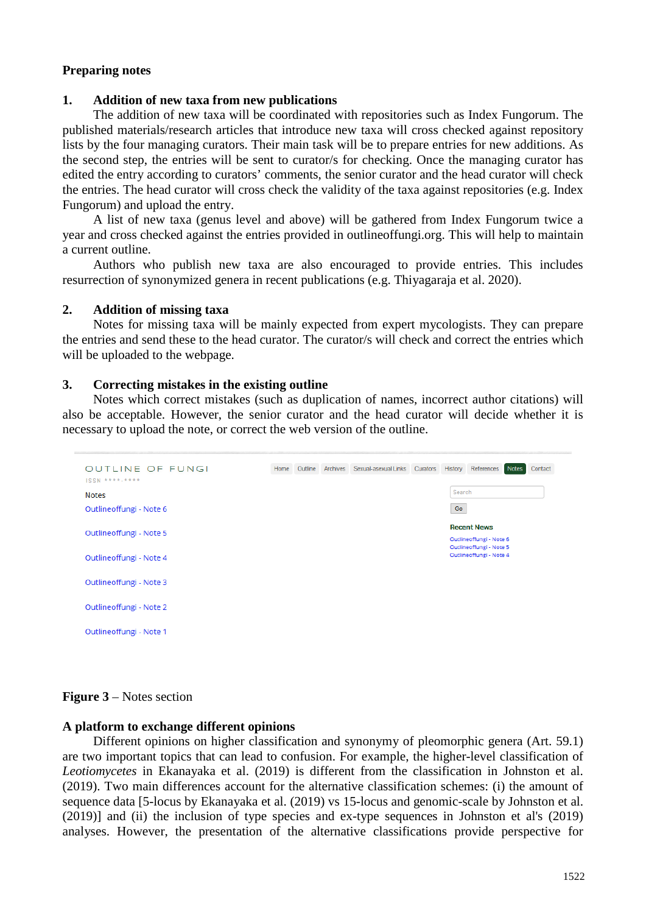**Preparing notes**

**1. Addition of new taxa from new publications**

The addition of new taxa will be coordinated with repositories such as Index Fungorum. The published materials/research articles that introduce new taxa will cross checked against repository lists by the four managing curators. Their main task will be to prepare entries for new additions. As the second step, the entries will be sent to curator/s for checking. Once the managing curator has edited the entry according to curators' comments, the senior curator and the head curator will check the entries. The head curator will cross check the validity of the taxa against repositories (e.g. Index Fungorum) and upload the entry.

A list of new taxa (genus level and above) will be gathered from Index Fungorum twice a year and cross checked against the entries provided in outlineoffungi.org. This will help to maintain a current outline.

Authors who publish new taxa are also encouraged to provide entries. This includes resurrection of synonymized genera in recent publications (e.g. Thiyagaraja et al. 2020).

**2. Addition of missing taxa**

Notes for missing taxa will be mainly expected from expert mycologists. They can prepare the entries and send these to the head curator. The curator/s will check and correct the entries which will be uploaded to the webpage.

**3. Correcting mistakes in the existing outline**

Notes which correct mistakes (such as duplication of names, incorrect author citations) will also be acceptable. However, the senior curator and the head curator will decide whether it is necessary to upload the note, or correct the web version of the outline.

**Figure 3** – Notes section

**A platform to exchange different opinions**

Different opinions on higher classification and synonymy of pleomorphic genera (Art. 59.1) are two important topics that can lead to confusion. For example, the higher-level classification of *Leotiomycetes* in Ekanayaka et al. (2019) is different from the classification in Johnston et al. (2019). Two main differences account for the alternative classification schemes: (i) the amount of sequence data [5-locus by Ekanayaka et al. (2019) vs 15-locus and genomic-scale by Johnston et al. (2019)] and (ii) the inclusion of type species and ex-type sequences in Johnston et al's (2019) analyses. However, the presentation of the alternative classifications provide perspective for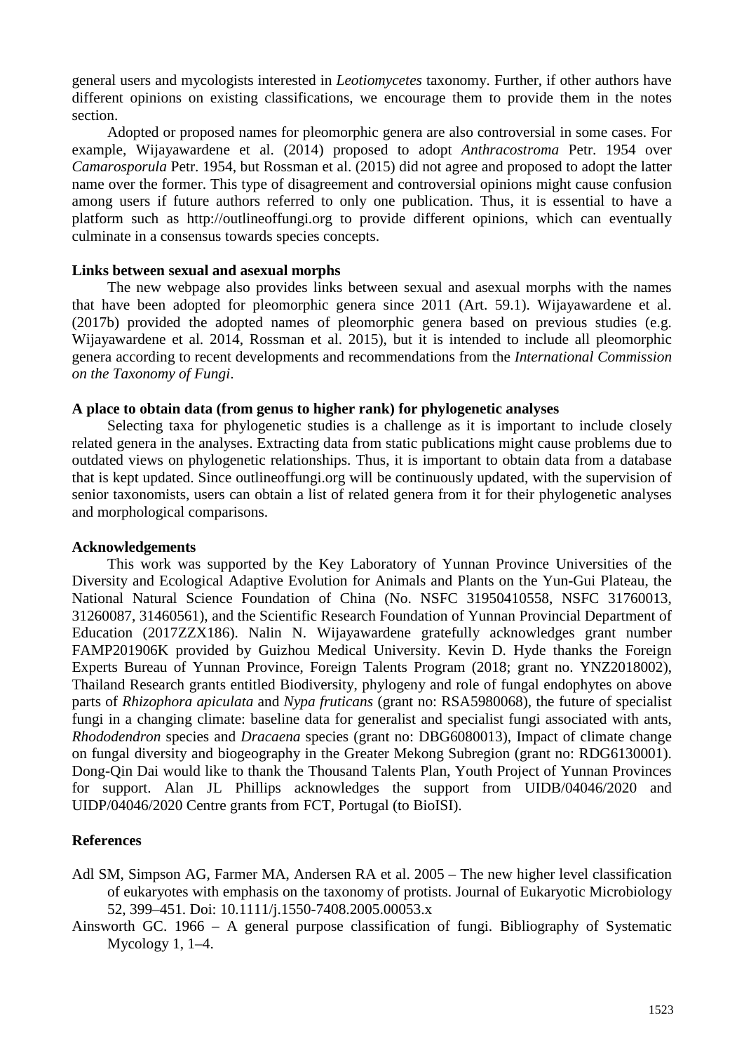general users and mycologists interested in *Leotiomycetes* taxonomy. Further, if other authors have different opinions on existing classifications, we encourage them to provide them in the notes section.

Adopted or proposed names for pleomorphic genera are also controversial in some cases. For example, Wijayawardene et al. (2014) proposed to adopt *Anthracostroma* Petr. 1954 over *Camarosporula* Petr. 1954, but Rossman et al. (2015) did not agree and proposed to adopt the latter name over the former. This type of disagreement and controversial opinions might cause confusion among users if future authors referred to only one publication. Thus, it is essential to have a platform such as http://outlineoffungi.org to provide different opinions, which can eventually culminate in a consensus towards species concepts.

**Links between sexual and asexual morphs**

The new webpage also provides links between sexual and asexual morphs with the names that have been adopted for pleomorphic genera since 2011 (Art. 59.1). Wijayawardene et al. (2017b) provided the adopted names of pleomorphic genera based on previous studies (e.g. Wijayawardene et al. 2014, Rossman et al. 2015), but it is intended to include all pleomorphic genera according to recent developments and recommendations from the *International Commission on the Taxonomy of Fungi*.

**A place to obtain data (from genus to higher rank) for phylogenetic analyses**

Selecting taxa for phylogenetic studies is a challenge as it is important to include closely related genera in the analyses. Extracting data from static publications might cause problems due to outdated views on phylogenetic relationships. Thus, it is important to obtain data from a database that is kept updated. Since outlineoffungi.org will be continuously updated, with the supervision of senior taxonomists, users can obtain a list of related genera from it for their phylogenetic analyses and morphological comparisons.

**Acknowledgements**

This work was supported by the Key Laboratory of Yunnan Province Universities of the Diversity and Ecological Adaptive Evolution for Animals and Plants on the Yun-Gui Plateau, the National Natural Science Foundation of China (No. NSFC 31950410558, NSFC 31760013, 31260087, 31460561), and the Scientific Research Foundation of Yunnan Provincial Department of Education (2017ZZX186). Nalin N. Wijayawardene gratefully acknowledges grant number FAMP201906K provided by Guizhou Medical University. Kevin D. Hyde thanks the Foreign Experts Bureau of Yunnan Province, Foreign Talents Program (2018; grant no. YNZ2018002), Thailand Research grants entitled Biodiversity, phylogeny and role of fungal endophytes on above parts of *Rhizophora apiculata* and *Nypa fruticans* (grant no: RSA5980068), the future of specialist fungi in a changing climate: baseline data for generalist and specialist fungi associated with ants, *Rhododendron* species and *Dracaena* species (grant no: DBG6080013), Impact of climate change on fungal diversity and biogeography in the Greater Mekong Subregion (grant no: RDG6130001). Dong-Qin Dai would like to thank the Thousand Talents Plan, Youth Project of Yunnan Provinces for support. Alan JL Phillips acknowledges the support from UIDB/04046/2020 and UIDP/04046/2020 Centre grants from FCT, Portugal (to BioISI).

**References**

Adl SM, Simpson AG, Farmer MA, Andersen RA et al. 2005 – The new higher level classification of eukaryotes with emphasis on the taxonomy of protists. Journal of Eukaryotic Microbiology 52, 399–451. Doi: 10.1111/j.1550-7408.2005.00053.x

Ainsworth GC. 1966 – A general purpose classification of fungi. Bibliography of Systematic Mycology 1, 1–4.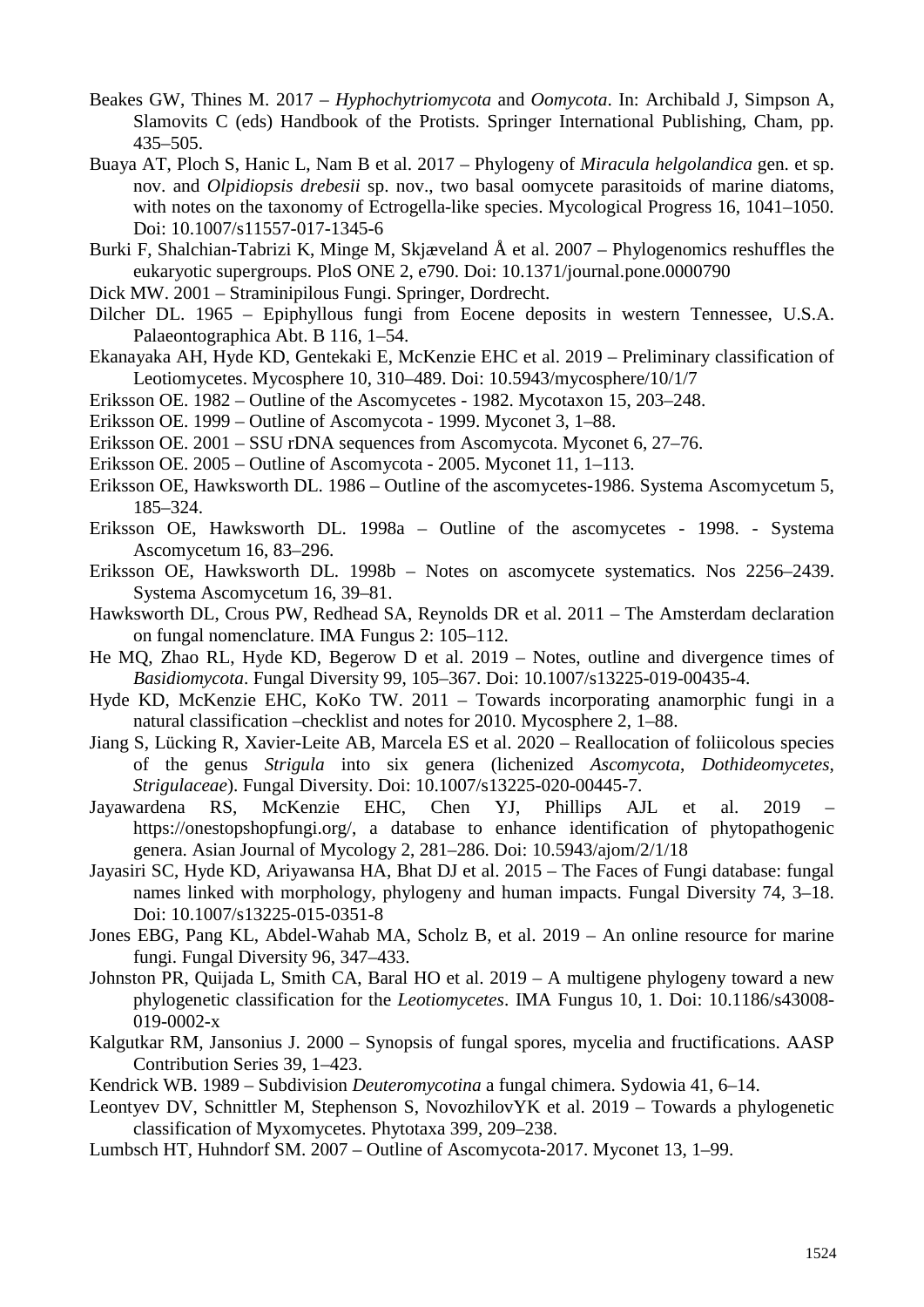Beakes GW, Thines M. 2017 – *Hyphochytriomycota* and *Oomycota*. In: Archibald J, Simpson A, Slamovits C (eds) Handbook of the Protists. Springer International Publishing, Cham, pp. 435–505.

Buaya AT, Ploch S, Hanic L, Nam B et al. 2017 – Phylogeny of *Miracula helgolandica* gen. et sp. nov. and *Olpidiopsis drebesii* sp. nov., two basal oomycete parasitoids of marine diatoms, with notes on the taxonomy of Ectrogella-like species. Mycological Progress 16, 1041–1050. Doi: 10.1007/s11557-017-1345-6

Burki F, Shalchian-Tabrizi K, Minge M, Skjæveland Å et al. 2007 – Phylogenomics reshuffles the eukaryotic supergroups. PloS ONE 2, e790. Doi: 10.1371/journal.pone.0000790

Dick MW. 2001 – Straminipilous Fungi. Springer, Dordrecht.

Dilcher DL. 1965 – Epiphyllous fungi from Eocene deposits in western Tennessee, U.S.A. Palaeontographica Abt. B 116, 1–54.

Ekanayaka AH, Hyde KD, Gentekaki E, McKenzie EHC et al. 2019 – Preliminary classification of Leotiomycetes. Mycosphere 10, 310–489. Doi: 10.5943/mycosphere/10/1/7

Eriksson OE. 1982 – Outline of the Ascomycetes - 1982. Mycotaxon 15, 203–248.

Eriksson OE. 1999 – Outline of Ascomycota - 1999. Myconet 3, 1–88.

Eriksson OE. 2001 – SSU rDNA sequences from Ascomycota. Myconet 6, 27–76.

Eriksson OE. 2005 – Outline of Ascomycota - 2005. Myconet 11, 1–113.

Eriksson OE, Hawksworth DL. 1986 – Outline of the ascomycetes-1986. Systema Ascomycetum 5, 185–324.

Eriksson OE, Hawksworth DL. 1998a – Outline of the ascomycetes - 1998. - Systema Ascomycetum 16, 83–296.

Eriksson OE, Hawksworth DL. 1998b – Notes on ascomycete systematics. Nos 2256–2439. Systema Ascomycetum 16, 39–81.

Hawksworth DL, Crous PW, Redhead SA, Reynolds DR et al. 2011 – The Amsterdam declaration on fungal nomenclature. IMA Fungus 2: 105–112.

He MQ, Zhao RL, Hyde KD, Begerow D et al. 2019 – Notes, outline and divergence times of *Basidiomycota*. Fungal Diversity 99, 105–367. Doi: 10.1007/s13225-019-00435-4.

Hyde KD, McKenzie EHC, KoKo TW. 2011 – Towards incorporating anamorphic fungi in a natural classification –checklist and notes for 2010. Mycosphere 2, 1–88.

Jiang S, Lücking R, Xavier-Leite AB, Marcela ES et al. 2020 – Reallocation of foliicolous species of the genus *Strigula* into six genera (lichenized *Ascomycota*, *Dothideomycetes*, *Strigulaceae*). Fungal Diversity. Doi: 10.1007/s13225-020-00445-7.

Jayawardena RS, McKenzie EHC, Chen YJ, Phillips AJL et al. 2019 – https://onestopshopfungi.org/, a database to enhance identification of phytopathogenic genera. Asian Journal of Mycology 2, 281–286. Doi: 10.5943/ajom/2/1/18

Jayasiri SC, Hyde KD, Ariyawansa HA, Bhat DJ et al. 2015 – The Faces of Fungi database: fungal names linked with morphology, phylogeny and human impacts. Fungal Diversity 74, 3–18. Doi: 10.1007/s13225-015-0351-8

Jones EBG, Pang KL, Abdel-Wahab MA, Scholz B, et al. 2019 – An online resource for marine fungi. Fungal Diversity 96, 347–433.

Johnston PR, Quijada L, Smith CA, Baral HO et al. 2019 – A multigene phylogeny toward a new phylogenetic classification for the *Leotiomycetes*. IMA Fungus 10, 1. Doi: 10.1186/s43008-019-0002-x

Kalgutkar RM, Jansonius J. 2000 – Synopsis of fungal spores, mycelia and fructifications. AASP Contribution Series 39, 1–423.

Kendrick WB. 1989 – Subdivision *Deuteromycotina* a fungal chimera. Sydowia 41, 6–14.

Leontyev DV, Schnittler M, Stephenson S, NovozhilovYK et al. 2019 – Towards a phylogenetic classification of Myxomycetes. Phytotaxa 399, 209–238.

Lumbsch HT, Huhndorf SM. 2007 – Outline of Ascomycota-2017. Myconet 13, 1–99.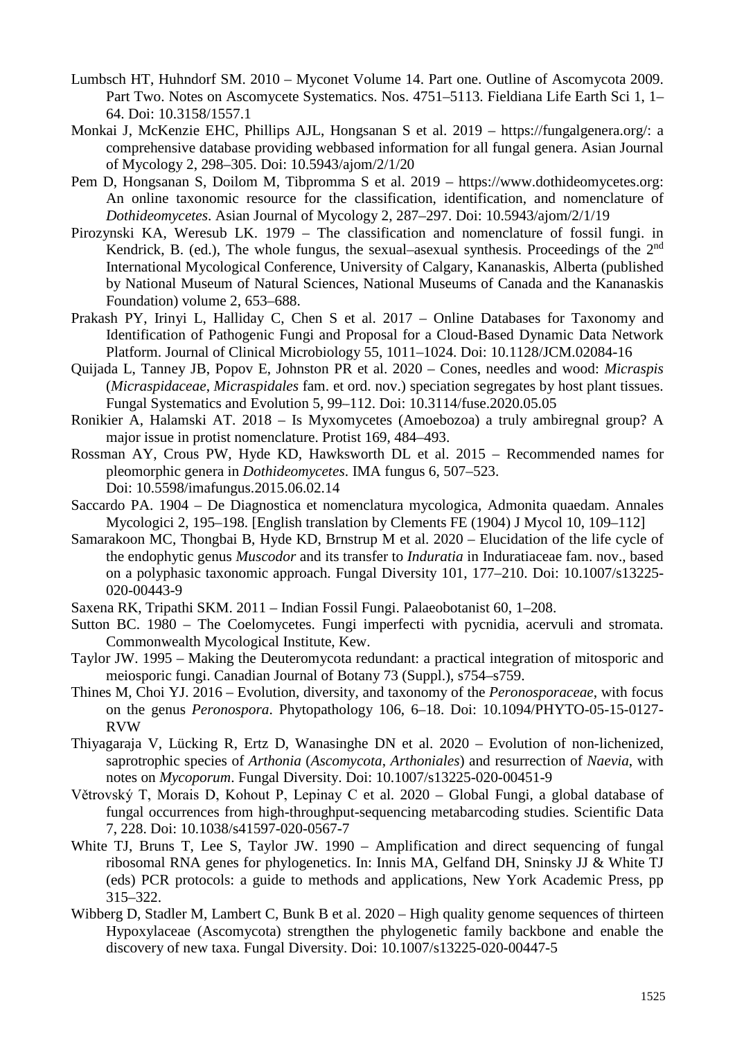Lumbsch HT, Huhndorf SM. 2010 – Myconet Volume 14. Part one. Outline of Ascomycota 2009. Part Two. Notes on Ascomycete Systematics. Nos. 4751–5113. Fieldiana Life Earth Sci 1, 1–64. Doi: 10.3158/1557.1

Monkai J, McKenzie EHC, Phillips AJL, Hongsanan S et al. 2019 – https://fungalgenera.org/: a comprehensive database providing webbased information for all fungal genera. Asian Journal of Mycology 2, 298–305. Doi: 10.5943/ajom/2/1/20

Pem D, Hongsanan S, Doilom M, Tibpromma S et al. 2019 – https://www.dothideomycetes.org: An online taxonomic resource for the classification, identification, and nomenclature of *Dothideomycetes*. Asian Journal of Mycology 2, 287–297. Doi: 10.5943/ajom/2/1/19

Pirozynski KA, Weresub LK. 1979 – The classification and nomenclature of fossil fungi. in Kendrick, B. (ed.), The whole fungus, the sexual–asexual synthesis. Proceedings of the 2nd International Mycological Conference, University of Calgary, Kananaskis, Alberta (published by National Museum of Natural Sciences, National Museums of Canada and the Kananaskis Foundation) volume 2, 653–688.

Prakash PY, Irinyi L, Halliday C, Chen S et al. 2017 – Online Databases for Taxonomy and Identification of Pathogenic Fungi and Proposal for a Cloud-Based Dynamic Data Network Platform. Journal of Clinical Microbiology 55, 1011–1024. Doi: 10.1128/JCM.02084-16

Quijada L, Tanney JB, Popov E, Johnston PR et al. 2020 – Cones, needles and wood: *Micraspis* (*Micraspidaceae*, *Micraspidales* fam. et ord. nov.) speciation segregates by host plant tissues. Fungal Systematics and Evolution 5, 99–112. Doi: 10.3114/fuse.2020.05.05

Ronikier A, Halamski AT. 2018 – Is Myxomycetes (Amoebozoa) a truly ambiregnal group? A major issue in protist nomenclature. Protist 169, 484–493.

Rossman AY, Crous PW, Hyde KD, Hawksworth DL et al. 2015 – Recommended names for pleomorphic genera in *Dothideomycetes*. IMA fungus 6, 507–523. Doi: 10.5598/imafungus.2015.06.02.14

Saccardo PA. 1904 – De Diagnostica et nomenclatura mycologica, Admonita quaedam. Annales Mycologici 2, 195–198. [English translation by Clements FE (1904) J Mycol 10, 109–112]

Samarakoon MC, Thongbai B, Hyde KD, Brnstrup M et al. 2020 – Elucidation of the life cycle of the endophytic genus *Muscodor* and its transfer to *Induratia* in Induratiaceae fam. nov., based on a polyphasic taxonomic approach. Fungal Diversity 101, 177–210. Doi: 10.1007/s13225-020-00443-9

Saxena RK, Tripathi SKM. 2011 – Indian Fossil Fungi. Palaeobotanist 60, 1–208.

Sutton BC. 1980 – The Coelomycetes. Fungi imperfecti with pycnidia, acervuli and stromata. Commonwealth Mycological Institute, Kew.

Taylor JW. 1995 – Making the Deuteromycota redundant: a practical integration of mitosporic and meiosporic fungi. Canadian Journal of Botany 73 (Suppl.), s754–s759.

Thines M, Choi YJ. 2016 – Evolution, diversity, and taxonomy of the *Peronosporaceae*, with focus on the genus *Peronospora*. Phytopathology 106, 6–18. Doi: 10.1094/PHYTO-05-15-0127-RVW

Thiyagaraja V, Lücking R, Ertz D, Wanasinghe DN et al. 2020 – Evolution of non-lichenized, saprotrophic species of *Arthonia* (*Ascomycota*, *Arthoniales*) and resurrection of *Naevia*, with notes on *Mycoporum*. Fungal Diversity. Doi: 10.1007/s13225-020-00451-9

Větrovský T, Morais D, Kohout P, Lepinay C et al. 2020 – Global Fungi, a global database of fungal occurrences from high-throughput-sequencing metabarcoding studies. Scientific Data 7, 228. Doi: 10.1038/s41597-020-0567-7

White TJ, Bruns T, Lee S, Taylor JW. 1990 – Amplification and direct sequencing of fungal ribosomal RNA genes for phylogenetics. In: Innis MA, Gelfand DH, Sninsky JJ & White TJ (eds) PCR protocols: a guide to methods and applications, New York Academic Press, pp 315–322.

Wibberg D, Stadler M, Lambert C, Bunk B et al. 2020 – High quality genome sequences of thirteen Hypoxylaceae (Ascomycota) strengthen the phylogenetic family backbone and enable the discovery of new taxa. Fungal Diversity. Doi: 10.1007/s13225-020-00447-5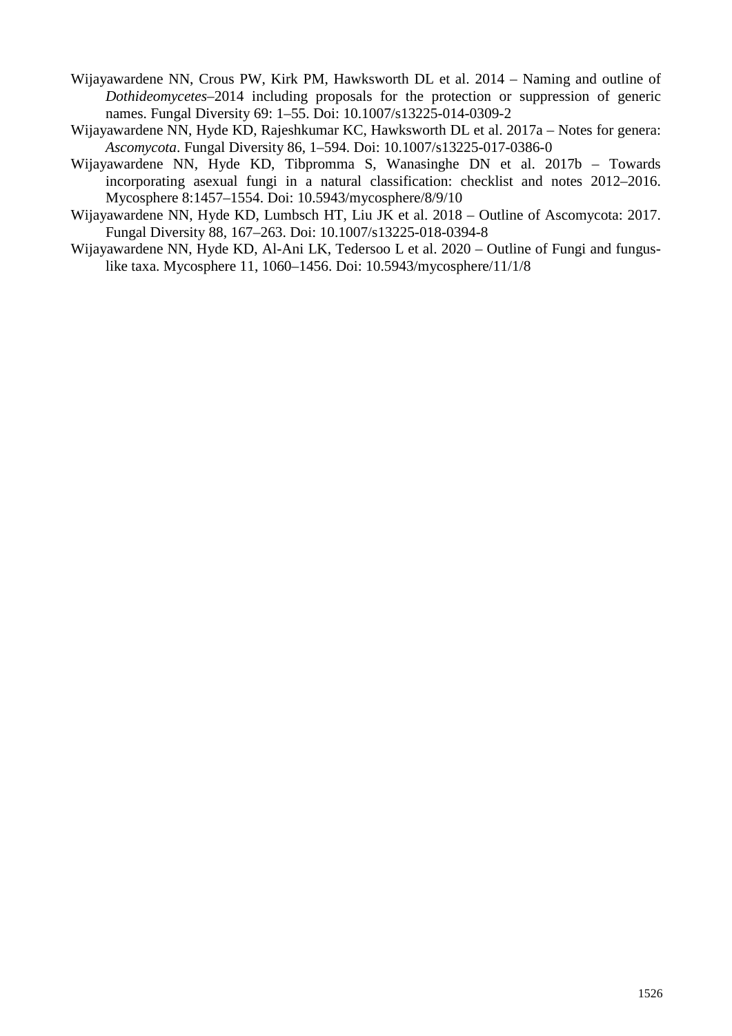Wijayawardene NN, Crous PW, Kirk PM, Hawksworth DL et al. 2014 – Naming and outline of *Dothideomycetes*–2014 including proposals for the protection or suppression of generic names. Fungal Diversity 69: 1–55. Doi: 10.1007/s13225-014-0309-2

Wijayawardene NN, Hyde KD, Rajeshkumar KC, Hawksworth DL et al. 2017a – Notes for genera: *Ascomycota*. Fungal Diversity 86, 1–594. Doi: 10.1007/s13225-017-0386-0

Wijayawardene NN, Hyde KD, Tibpromma S, Wanasinghe DN et al. 2017b – Towards incorporating asexual fungi in a natural classification: checklist and notes 2012–2016. Mycosphere 8:1457–1554. Doi: 10.5943/mycosphere/8/9/10

Wijayawardene NN, Hyde KD, Lumbsch HT, Liu JK et al. 2018 – Outline of Ascomycota: 2017. Fungal Diversity 88, 167–263. Doi: 10.1007/s13225-018-0394-8

Wijayawardene NN, Hyde KD, Al-Ani LK, Tedersoo L et al. 2020 – Outline of Fungi and fungus-like taxa. Mycosphere 11, 1060–1456. Doi: 10.5943/mycosphere/11/1/8